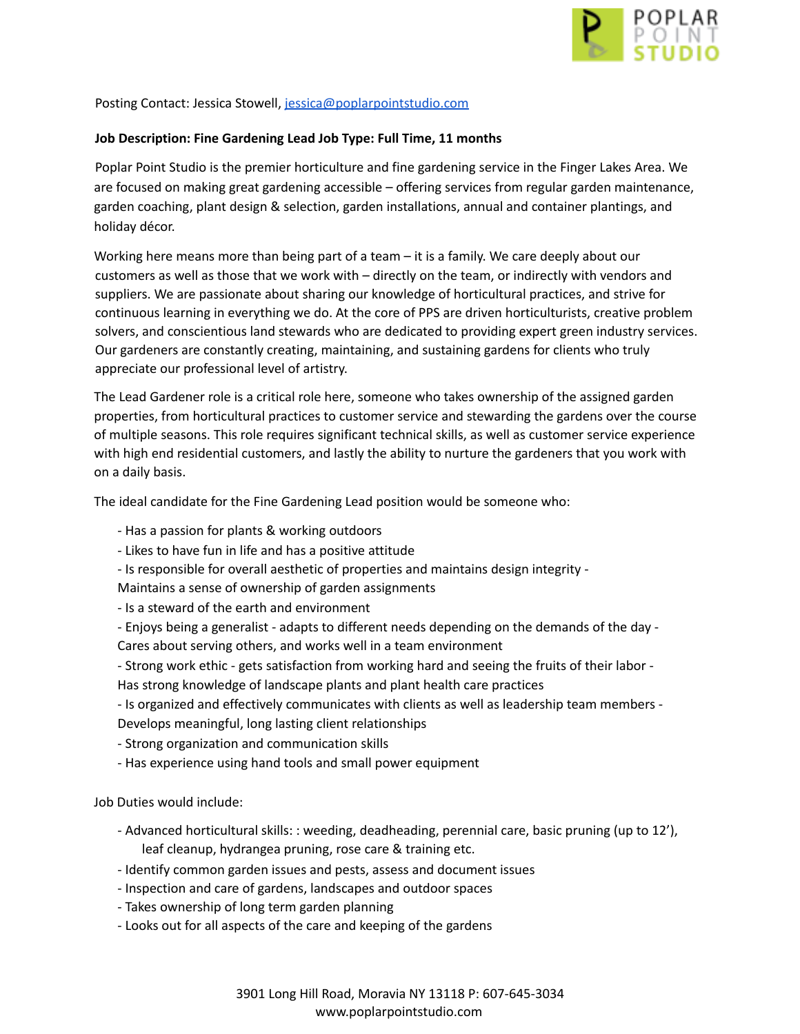Posting Contact: Jessica Stowell, jessica@poplarpointstudio.com

**Job Description: Fine Gardening Lead Job Type: Full Time, 11 months**

Poplar Point Studio is the premier horticulture and fine gardening service in the Finger Lakes Area. We are focused on making great gardening accessible – offering services from regular garden maintenance, garden coaching, plant design & selection, garden installations, annual and container plantings, and holiday décor.

Working here means more than being part of a team – it is a family. We care deeply about our customers as well as those that we work with – directly on the team, or indirectly with vendors and suppliers. We are passionate about sharing our knowledge of horticultural practices, and strive for continuous learning in everything we do. At the core of PPS are driven horticulturists, creative problem solvers, and conscientious land stewards who are dedicated to providing expert green industry services. Our gardeners are constantly creating, maintaining, and sustaining gardens for clients who truly appreciate our professional level of artistry.

The Lead Gardener role is a critical role here, someone who takes ownership of the assigned garden properties, from horticultural practices to customer service and stewarding the gardens over the course of multiple seasons. This role requires significant technical skills, as well as customer service experience with high end residential customers, and lastly the ability to nurture the gardeners that you work with on a daily basis.

The ideal candidate for the Fine Gardening Lead position would be someone who:

- Has a passion for plants & working outdoors
- Likes to have fun in life and has a positive attitude
- Is responsible for overall aesthetic of properties and maintains design integrity - Maintains a sense of ownership of garden assignments
- Is a steward of the earth and environment
- Enjoys being a generalist - adapts to different needs depending on the demands of the day - Cares about serving others, and works well in a team environment
- Strong work ethic - gets satisfaction from working hard and seeing the fruits of their labor - Has strong knowledge of landscape plants and plant health care practices
- Is organized and effectively communicates with clients as well as leadership team members - Develops meaningful, long lasting client relationships
- Strong organization and communication skills
- Has experience using hand tools and small power equipment

Job Duties would include:

- Advanced horticultural skills: : weeding, deadheading, perennial care, basic pruning (up to 12'), leaf cleanup, hydrangea pruning, rose care & training etc.
- Identify common garden issues and pests, assess and document issues
- Inspection and care of gardens, landscapes and outdoor spaces
- Takes ownership of long term garden planning
- Looks out for all aspects of the care and keeping of the gardens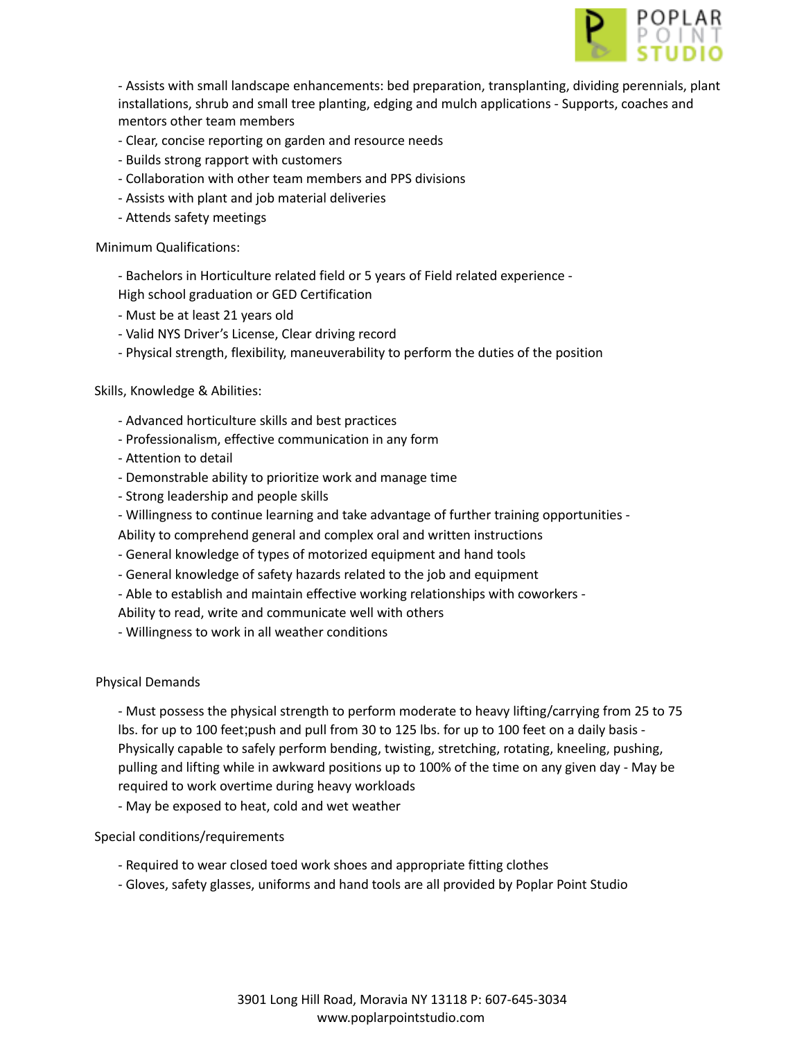- Assists with small landscape enhancements: bed preparation, transplanting, dividing perennials, plant installations, shrub and small tree planting, edging and mulch applications - Supports, coaches and mentors other team members
- Clear, concise reporting on garden and resource needs
- Builds strong rapport with customers
- Collaboration with other team members and PPS divisions
- Assists with plant and job material deliveries
- Attends safety meetings

Minimum Qualifications:

- Bachelors in Horticulture related field or 5 years of Field related experience - High school graduation or GED Certification
- Must be at least 21 years old
- Valid NYS Driver's License, Clear driving record
- Physical strength, flexibility, maneuverability to perform the duties of the position

Skills, Knowledge & Abilities:

- Advanced horticulture skills and best practices
- Professionalism, effective communication in any form
- Attention to detail
- Demonstrable ability to prioritize work and manage time
- Strong leadership and people skills
- Willingness to continue learning and take advantage of further training opportunities - Ability to comprehend general and complex oral and written instructions
- General knowledge of types of motorized equipment and hand tools
- General knowledge of safety hazards related to the job and equipment
- Able to establish and maintain effective working relationships with coworkers - Ability to read, write and communicate well with others
- Willingness to work in all weather conditions

Physical Demands

- Must possess the physical strength to perform moderate to heavy lifting/carrying from 25 to 75 lbs. for up to 100 feet;push and pull from 30 to 125 lbs. for up to 100 feet on a daily basis - Physically capable to safely perform bending, twisting, stretching, rotating, kneeling, pushing, pulling and lifting while in awkward positions up to 100% of the time on any given day - May be required to work overtime during heavy workloads
- May be exposed to heat, cold and wet weather

Special conditions/requirements

- Required to wear closed toed work shoes and appropriate fitting clothes
- Gloves, safety glasses, uniforms and hand tools are all provided by Poplar Point Studio